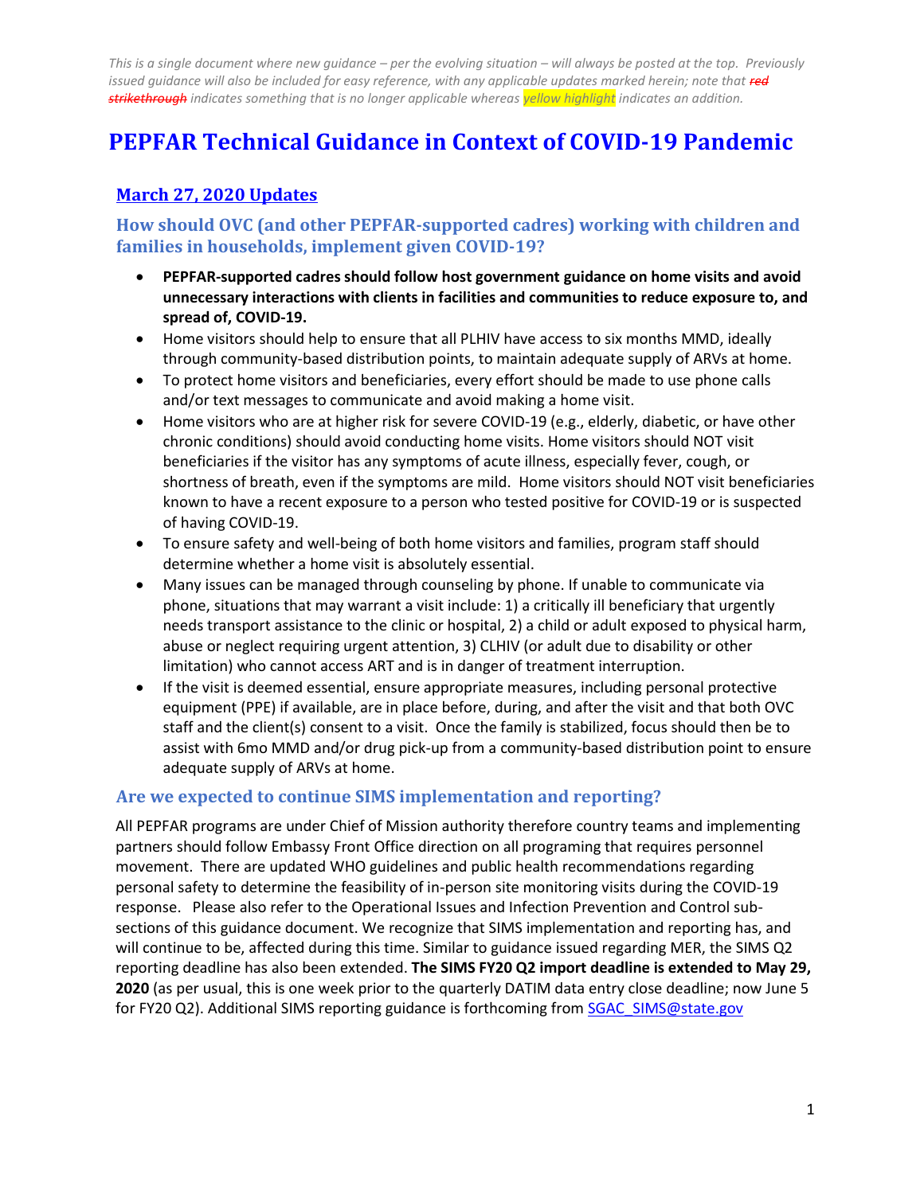*This is a single document where new guidance – per the evolving situation – will always be posted at the top. Previously issued guidance will also be included for easy reference, with any applicable updates marked herein; note that ~~red strikethrough~~ indicates something that is no longer applicable whereas yellow highlight indicates an addition.*

# PEPFAR Technical Guidance in Context of COVID-19 Pandemic

## March 27, 2020 Updates

### How should OVC (and other PEPFAR-supported cadres) working with children and families in households, implement given COVID-19?

- **PEPFAR-supported cadres should follow host government guidance on home visits and avoid unnecessary interactions with clients in facilities and communities to reduce exposure to, and spread of, COVID-19.**
- Home visitors should help to ensure that all PLHIV have access to six months MMD, ideally through community-based distribution points, to maintain adequate supply of ARVs at home.
- To protect home visitors and beneficiaries, every effort should be made to use phone calls and/or text messages to communicate and avoid making a home visit.
- Home visitors who are at higher risk for severe COVID-19 (e.g., elderly, diabetic, or have other chronic conditions) should avoid conducting home visits. Home visitors should NOT visit beneficiaries if the visitor has any symptoms of acute illness, especially fever, cough, or shortness of breath, even if the symptoms are mild. Home visitors should NOT visit beneficiaries known to have a recent exposure to a person who tested positive for COVID-19 or is suspected of having COVID-19.
- To ensure safety and well-being of both home visitors and families, program staff should determine whether a home visit is absolutely essential.
- Many issues can be managed through counseling by phone. If unable to communicate via phone, situations that may warrant a visit include: 1) a critically ill beneficiary that urgently needs transport assistance to the clinic or hospital, 2) a child or adult exposed to physical harm, abuse or neglect requiring urgent attention, 3) CLHIV (or adult due to disability or other limitation) who cannot access ART and is in danger of treatment interruption.
- If the visit is deemed essential, ensure appropriate measures, including personal protective equipment (PPE) if available, are in place before, during, and after the visit and that both OVC staff and the client(s) consent to a visit. Once the family is stabilized, focus should then be to assist with 6mo MMD and/or drug pick-up from a community-based distribution point to ensure adequate supply of ARVs at home.

### Are we expected to continue SIMS implementation and reporting?

All PEPFAR programs are under Chief of Mission authority therefore country teams and implementing partners should follow Embassy Front Office direction on all programing that requires personnel movement. There are updated WHO guidelines and public health recommendations regarding personal safety to determine the feasibility of in-person site monitoring visits during the COVID-19 response. Please also refer to the Operational Issues and Infection Prevention and Control sub-sections of this guidance document. We recognize that SIMS implementation and reporting has, and will continue to be, affected during this time. Similar to guidance issued regarding MER, the SIMS Q2 reporting deadline has also been extended. **The SIMS FY20 Q2 import deadline is extended to May 29, 2020** (as per usual, this is one week prior to the quarterly DATIM data entry close deadline; now June 5 for FY20 Q2). Additional SIMS reporting guidance is forthcoming from SGAC_SIMS@state.gov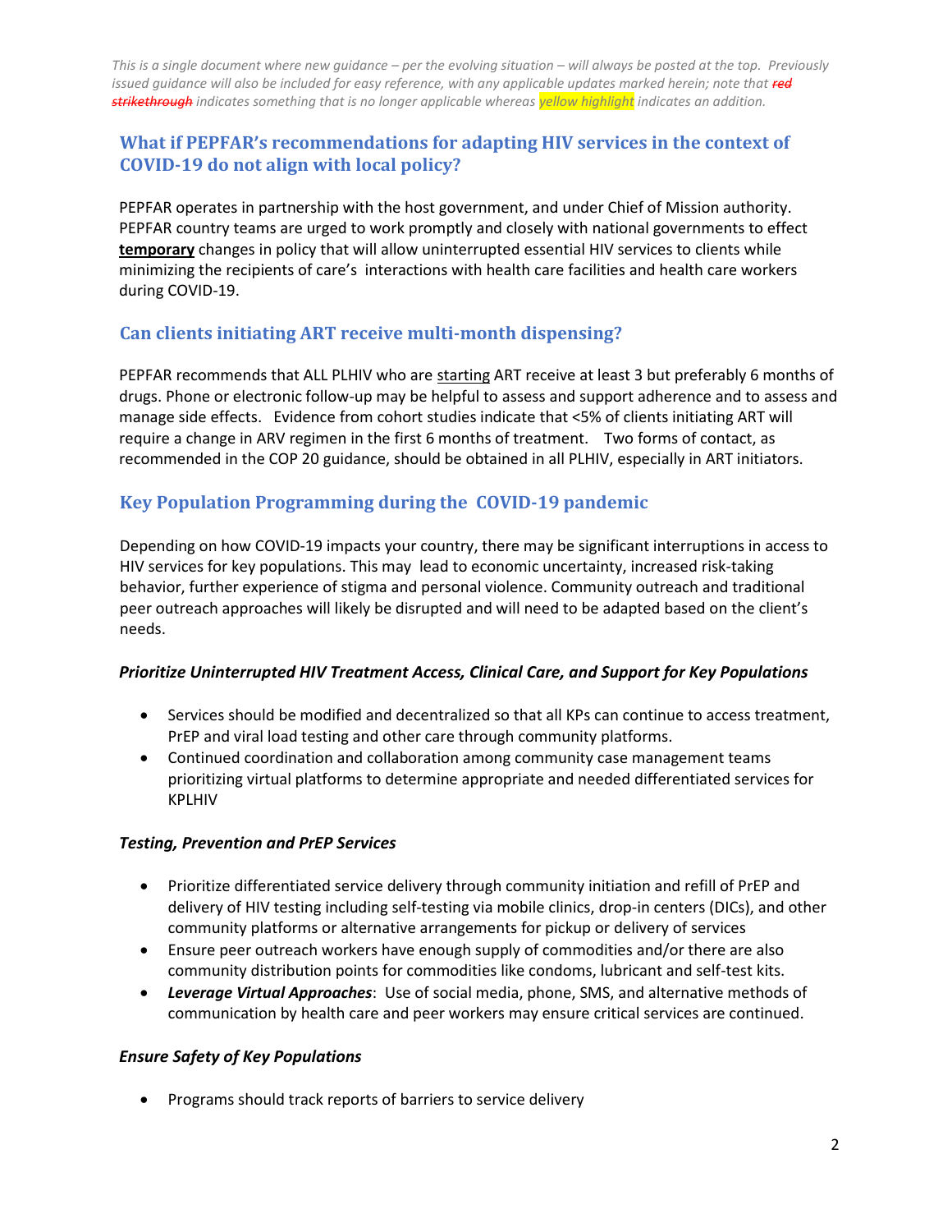*This is a single document where new guidance – per the evolving situation – will always be posted at the top. Previously issued guidance will also be included for easy reference, with any applicable updates marked herein; note that ~~red strikethrough~~ indicates something that is no longer applicable whereas yellow highlight indicates an addition.*

## What if PEPFAR's recommendations for adapting HIV services in the context of COVID-19 do not align with local policy?

PEPFAR operates in partnership with the host government, and under Chief of Mission authority. PEPFAR country teams are urged to work promptly and closely with national governments to effect **temporary** changes in policy that will allow uninterrupted essential HIV services to clients while minimizing the recipients of care's interactions with health care facilities and health care workers during COVID-19.

## Can clients initiating ART receive multi-month dispensing?

PEPFAR recommends that ALL PLHIV who are starting ART receive at least 3 but preferably 6 months of drugs. Phone or electronic follow-up may be helpful to assess and support adherence and to assess and manage side effects. Evidence from cohort studies indicate that <5% of clients initiating ART will require a change in ARV regimen in the first 6 months of treatment. Two forms of contact, as recommended in the COP 20 guidance, should be obtained in all PLHIV, especially in ART initiators.

## Key Population Programming during the COVID-19 pandemic

Depending on how COVID-19 impacts your country, there may be significant interruptions in access to HIV services for key populations. This may lead to economic uncertainty, increased risk-taking behavior, further experience of stigma and personal violence. Community outreach and traditional peer outreach approaches will likely be disrupted and will need to be adapted based on the client's needs.

### *Prioritize Uninterrupted HIV Treatment Access, Clinical Care, and Support for Key Populations*

- Services should be modified and decentralized so that all KPs can continue to access treatment, PrEP and viral load testing and other care through community platforms.
- Continued coordination and collaboration among community case management teams prioritizing virtual platforms to determine appropriate and needed differentiated services for KPLHIV

### *Testing, Prevention and PrEP Services*

- Prioritize differentiated service delivery through community initiation and refill of PrEP and delivery of HIV testing including self-testing via mobile clinics, drop-in centers (DICs), and other community platforms or alternative arrangements for pickup or delivery of services
- Ensure peer outreach workers have enough supply of commodities and/or there are also community distribution points for commodities like condoms, lubricant and self-test kits.
- ***Leverage Virtual Approaches***: Use of social media, phone, SMS, and alternative methods of communication by health care and peer workers may ensure critical services are continued.

### *Ensure Safety of Key Populations*

- Programs should track reports of barriers to service delivery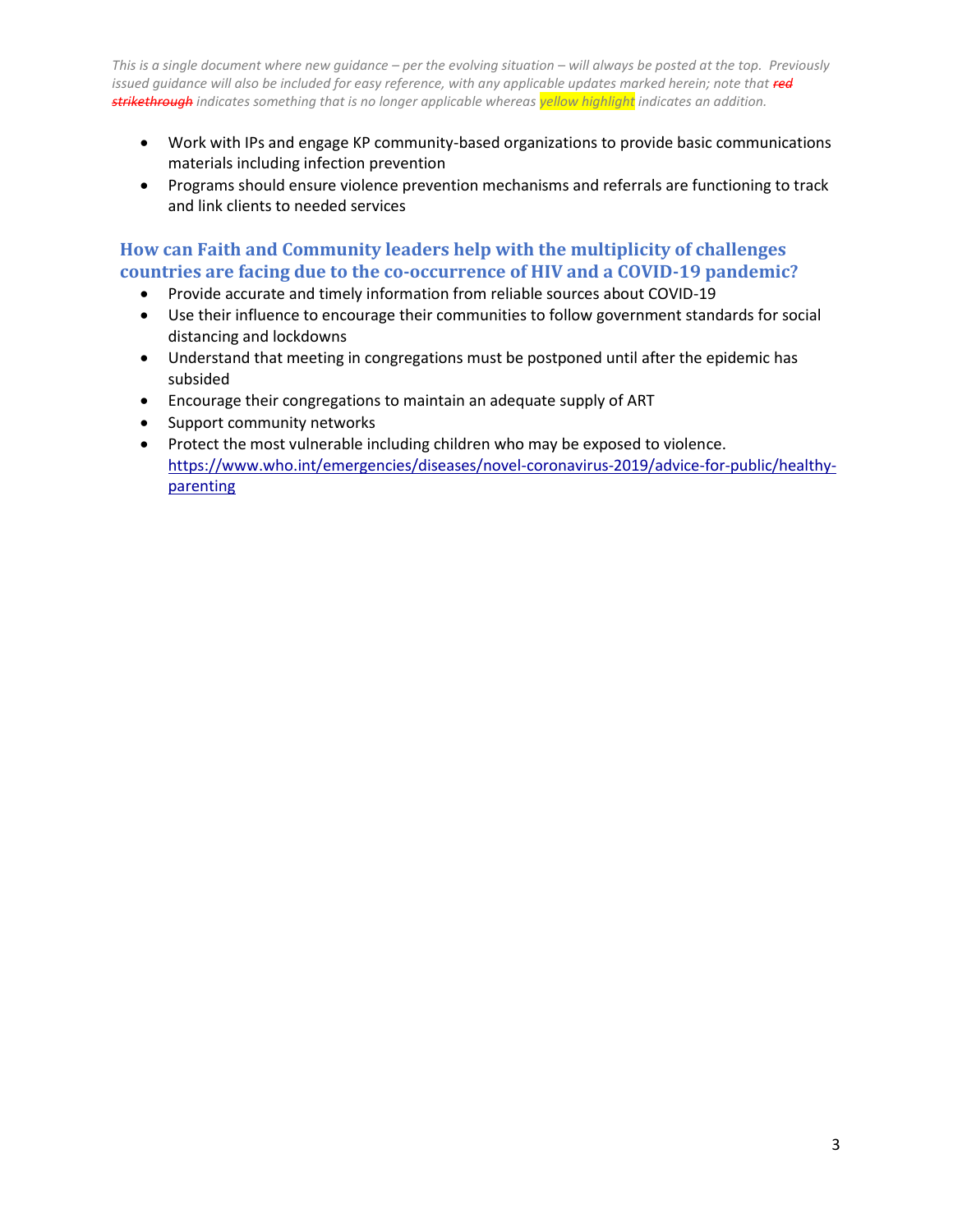- Work with IPs and engage KP community-based organizations to provide basic communications materials including infection prevention
- Programs should ensure violence prevention mechanisms and referrals are functioning to track and link clients to needed services

## How can Faith and Community leaders help with the multiplicity of challenges countries are facing due to the co-occurrence of HIV and a COVID-19 pandemic?

- Provide accurate and timely information from reliable sources about COVID-19
- Use their influence to encourage their communities to follow government standards for social distancing and lockdowns
- Understand that meeting in congregations must be postponed until after the epidemic has subsided
- Encourage their congregations to maintain an adequate supply of ART
- Support community networks
- Protect the most vulnerable including children who may be exposed to violence. [https://www.who.int/emergencies/diseases/novel-coronavirus-2019/advice-for-public/healthy-parenting](https://www.who.int/emergencies/diseases/novel-coronavirus-2019/advice-for-public/healthy-parenting)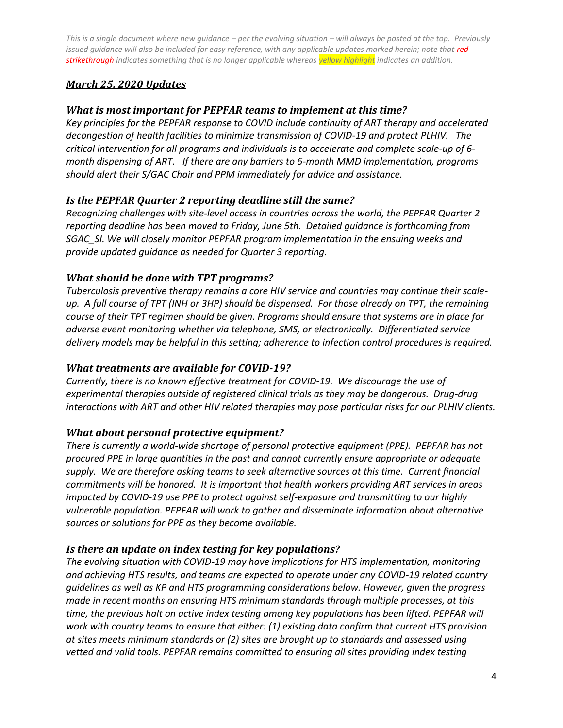*This is a single document where new guidance – per the evolving situation – will always be posted at the top. Previously issued guidance will also be included for easy reference, with any applicable updates marked herein; note that ~~red strikethrough~~ indicates something that is no longer applicable whereas yellow highlight indicates an addition.*

## *March 25, 2020 Updates*

### *What is most important for PEPFAR teams to implement at this time?*

*Key principles for the PEPFAR response to COVID include continuity of ART therapy and accelerated decongestion of health facilities to minimize transmission of COVID-19 and protect PLHIV. The critical intervention for all programs and individuals is to accelerate and complete scale-up of 6-month dispensing of ART. If there are any barriers to 6-month MMD implementation, programs should alert their S/GAC Chair and PPM immediately for advice and assistance.*

### *Is the PEPFAR Quarter 2 reporting deadline still the same?*

*Recognizing challenges with site-level access in countries across the world, the PEPFAR Quarter 2 reporting deadline has been moved to Friday, June 5th. Detailed guidance is forthcoming from SGAC_SI. We will closely monitor PEPFAR program implementation in the ensuing weeks and provide updated guidance as needed for Quarter 3 reporting.*

### *What should be done with TPT programs?*

*Tuberculosis preventive therapy remains a core HIV service and countries may continue their scale-up. A full course of TPT (INH or 3HP) should be dispensed. For those already on TPT, the remaining course of their TPT regimen should be given. Programs should ensure that systems are in place for adverse event monitoring whether via telephone, SMS, or electronically. Differentiated service delivery models may be helpful in this setting; adherence to infection control procedures is required.*

### *What treatments are available for COVID-19?*

*Currently, there is no known effective treatment for COVID-19. We discourage the use of experimental therapies outside of registered clinical trials as they may be dangerous. Drug-drug interactions with ART and other HIV related therapies may pose particular risks for our PLHIV clients.*

### *What about personal protective equipment?*

*There is currently a world-wide shortage of personal protective equipment (PPE). PEPFAR has not procured PPE in large quantities in the past and cannot currently ensure appropriate or adequate supply. We are therefore asking teams to seek alternative sources at this time. Current financial commitments will be honored. It is important that health workers providing ART services in areas impacted by COVID-19 use PPE to protect against self-exposure and transmitting to our highly vulnerable population. PEPFAR will work to gather and disseminate information about alternative sources or solutions for PPE as they become available.*

### *Is there an update on index testing for key populations?*

*The evolving situation with COVID-19 may have implications for HTS implementation, monitoring and achieving HTS results, and teams are expected to operate under any COVID-19 related country guidelines as well as KP and HTS programming considerations below. However, given the progress made in recent months on ensuring HTS minimum standards through multiple processes, at this time, the previous halt on active index testing among key populations has been lifted. PEPFAR will work with country teams to ensure that either: (1) existing data confirm that current HTS provision at sites meets minimum standards or (2) sites are brought up to standards and assessed using vetted and valid tools. PEPFAR remains committed to ensuring all sites providing index testing*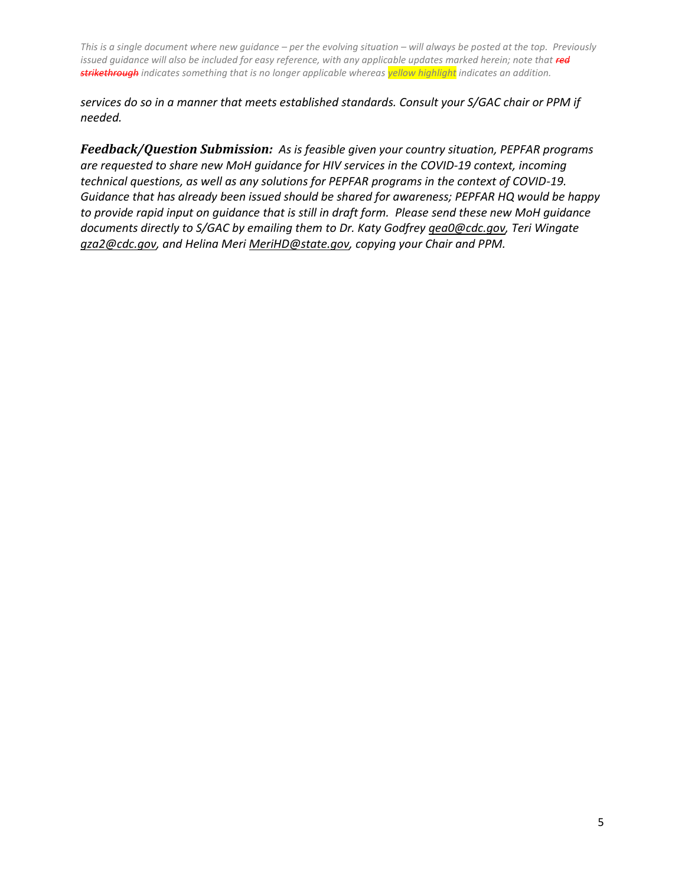*services do so in a manner that meets established standards. Consult your S/GAC chair or PPM if needed.*

***Feedback/Question Submission:*** *As is feasible given your country situation, PEPFAR programs are requested to share new MoH guidance for HIV services in the COVID-19 context, incoming technical questions, as well as any solutions for PEPFAR programs in the context of COVID-19. Guidance that has already been issued should be shared for awareness; PEPFAR HQ would be happy to provide rapid input on guidance that is still in draft form. Please send these new MoH guidance documents directly to S/GAC by emailing them to Dr. Katy Godfrey qea0@cdc.gov, Teri Wingate gza2@cdc.gov, and Helina Meri MeriHD@state.gov, copying your Chair and PPM.*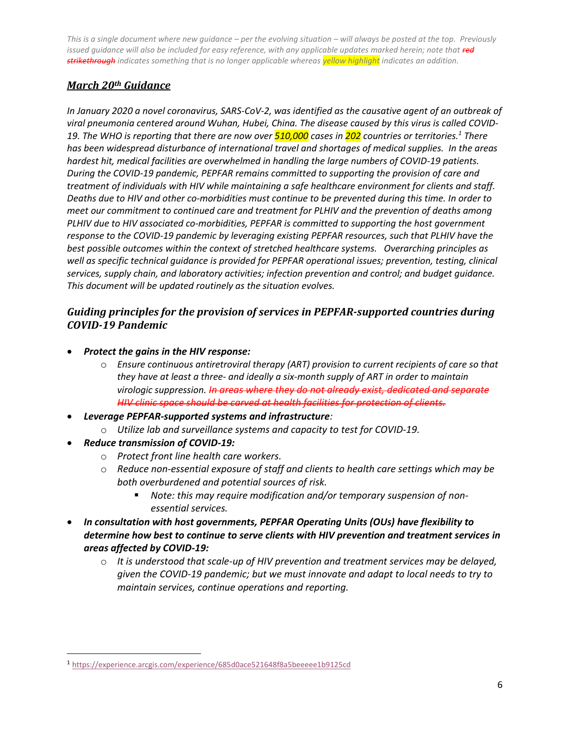*This is a single document where new guidance – per the evolving situation – will always be posted at the top. Previously issued guidance will also be included for easy reference, with any applicable updates marked herein; note that ~~red strikethrough~~ indicates something that is no longer applicable whereas yellow highlight indicates an addition.*

## ***March 20th Guidance***

*In January 2020 a novel coronavirus, SARS-CoV-2, was identified as the causative agent of an outbreak of viral pneumonia centered around Wuhan, Hubei, China. The disease caused by this virus is called COVID-19. The WHO is reporting that there are now over 510,000 cases in 202 countries or territories.*[1] *There has been widespread disturbance of international travel and shortages of medical supplies. In the areas hardest hit, medical facilities are overwhelmed in handling the large numbers of COVID-19 patients. During the COVID-19 pandemic, PEPFAR remains committed to supporting the provision of care and treatment of individuals with HIV while maintaining a safe healthcare environment for clients and staff. Deaths due to HIV and other co-morbidities must continue to be prevented during this time. In order to meet our commitment to continued care and treatment for PLHIV and the prevention of deaths among PLHIV due to HIV associated co-morbidities, PEPFAR is committed to supporting the host government response to the COVID-19 pandemic by leveraging existing PEPFAR resources, such that PLHIV have the best possible outcomes within the context of stretched healthcare systems. Overarching principles as well as specific technical guidance is provided for PEPFAR operational issues; prevention, testing, clinical services, supply chain, and laboratory activities; infection prevention and control; and budget guidance. This document will be updated routinely as the situation evolves.*

### ***Guiding principles for the provision of services in PEPFAR-supported countries during COVID-19 Pandemic***

- ***Protect the gains in the HIV response:***
  - *Ensure continuous antiretroviral therapy (ART) provision to current recipients of care so that they have at least a three- and ideally a six-month supply of ART in order to maintain virologic suppression.* ~~*In areas where they do not already exist, dedicated and separate HIV clinic space should be carved at health facilities for protection of clients.*~~
- ***Leverage PEPFAR-supported systems and infrastructure****:*
  - *Utilize lab and surveillance systems and capacity to test for COVID-19.*
- ***Reduce transmission of COVID-19:***
  - *Protect front line health care workers.*
  - *Reduce non-essential exposure of staff and clients to health care settings which may be both overburdened and potential sources of risk.*
    - *Note: this may require modification and/or temporary suspension of non-essential services.*
- ***In consultation with host governments, PEPFAR Operating Units (OUs) have flexibility to determine how best to continue to serve clients with HIV prevention and treatment services in areas affected by COVID-19:***
  - *It is understood that scale-up of HIV prevention and treatment services may be delayed, given the COVID-19 pandemic; but we must innovate and adapt to local needs to try to maintain services, continue operations and reporting.*

---

[1] https://experience.arcgis.com/experience/685d0ace521648f8a5beeeee1b9125cd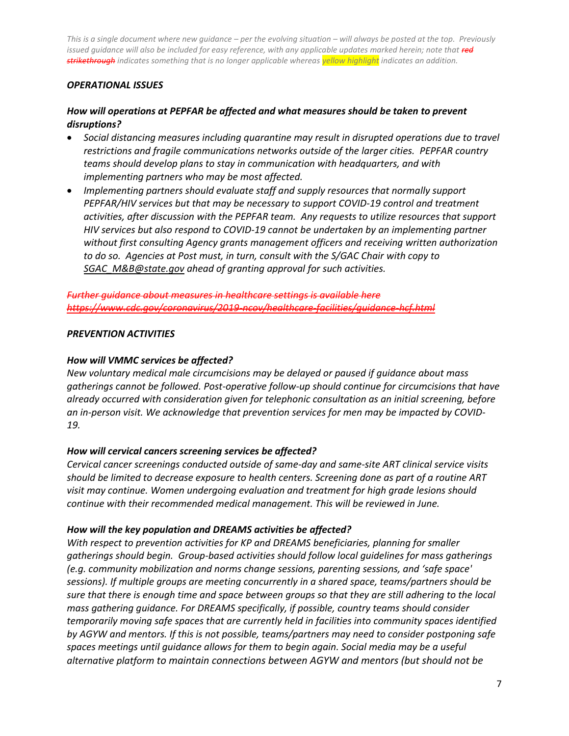*This is a single document where new guidance – per the evolving situation – will always be posted at the top. Previously issued guidance will also be included for easy reference, with any applicable updates marked herein; note that ~~red strikethrough~~ indicates something that is no longer applicable whereas yellow highlight indicates an addition.*

### *OPERATIONAL ISSUES*

#### ***How will operations at PEPFAR be affected and what measures should be taken to prevent disruptions?***

- *Social distancing measures including quarantine may result in disrupted operations due to travel restrictions and fragile communications networks outside of the larger cities. PEPFAR country teams should develop plans to stay in communication with headquarters, and with implementing partners who may be most affected.*
- *Implementing partners should evaluate staff and supply resources that normally support PEPFAR/HIV services but that may be necessary to support COVID-19 control and treatment activities, after discussion with the PEPFAR team. Any requests to utilize resources that support HIV services but also respond to COVID-19 cannot be undertaken by an implementing partner without first consulting Agency grants management officers and receiving written authorization to do so. Agencies at Post must, in turn, consult with the S/GAC Chair with copy to SGAC_M&B@state.gov ahead of granting approval for such activities.*

~~*Further guidance about measures in healthcare settings is available here https://www.cdc.gov/coronavirus/2019-ncov/healthcare-facilities/guidance-hcf.html*~~

### *PREVENTION ACTIVITIES*

#### ***How will VMMC services be affected?***

*New voluntary medical male circumcisions may be delayed or paused if guidance about mass gatherings cannot be followed. Post-operative follow-up should continue for circumcisions that have already occurred with consideration given for telephonic consultation as an initial screening, before an in-person visit. We acknowledge that prevention services for men may be impacted by COVID-19.*

#### ***How will cervical cancers screening services be affected?***

*Cervical cancer screenings conducted outside of same-day and same-site ART clinical service visits should be limited to decrease exposure to health centers. Screening done as part of a routine ART visit may continue. Women undergoing evaluation and treatment for high grade lesions should continue with their recommended medical management. This will be reviewed in June.*

#### ***How will the key population and DREAMS activities be affected?***

*With respect to prevention activities for KP and DREAMS beneficiaries, planning for smaller gatherings should begin. Group-based activities should follow local guidelines for mass gatherings (e.g. community mobilization and norms change sessions, parenting sessions, and 'safe space' sessions). If multiple groups are meeting concurrently in a shared space, teams/partners should be sure that there is enough time and space between groups so that they are still adhering to the local mass gathering guidance. For DREAMS specifically, if possible, country teams should consider temporarily moving safe spaces that are currently held in facilities into community spaces identified by AGYW and mentors. If this is not possible, teams/partners may need to consider postponing safe spaces meetings until guidance allows for them to begin again. Social media may be a useful alternative platform to maintain connections between AGYW and mentors (but should not be*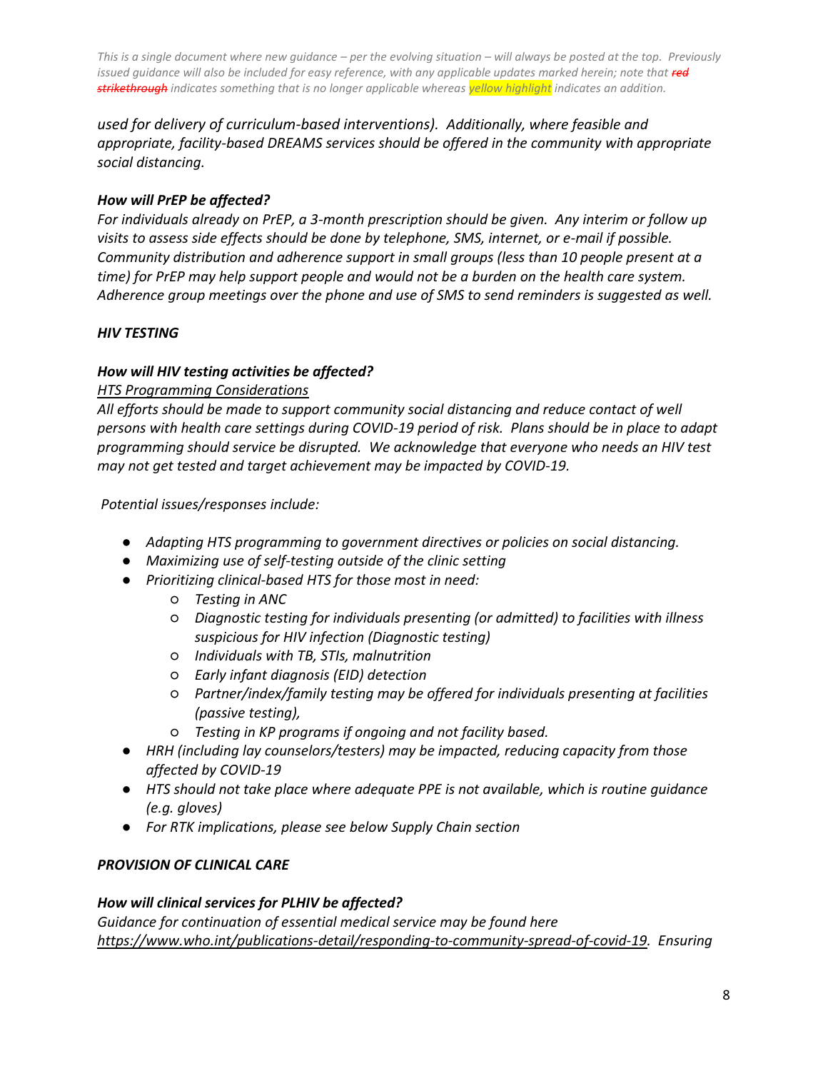*used for delivery of curriculum-based interventions). Additionally, where feasible and appropriate, facility-based DREAMS services should be offered in the community with appropriate social distancing.*

***How will PrEP be affected?***

*For individuals already on PrEP, a 3-month prescription should be given. Any interim or follow up visits to assess side effects should be done by telephone, SMS, internet, or e-mail if possible. Community distribution and adherence support in small groups (less than 10 people present at a time) for PrEP may help support people and would not be a burden on the health care system. Adherence group meetings over the phone and use of SMS to send reminders is suggested as well.*

***HIV TESTING***

***How will HIV testing activities be affected?***

*HTS Programming Considerations*

*All efforts should be made to support community social distancing and reduce contact of well persons with health care settings during COVID-19 period of risk. Plans should be in place to adapt programming should service be disrupted. We acknowledge that everyone who needs an HIV test may not get tested and target achievement may be impacted by COVID-19.*

*Potential issues/responses include:*

- *Adapting HTS programming to government directives or policies on social distancing.*
- *Maximizing use of self-testing outside of the clinic setting*
- *Prioritizing clinical-based HTS for those most in need:*
  - *Testing in ANC*
  - *Diagnostic testing for individuals presenting (or admitted) to facilities with illness suspicious for HIV infection (Diagnostic testing)*
  - *Individuals with TB, STIs, malnutrition*
  - *Early infant diagnosis (EID) detection*
  - *Partner/index/family testing may be offered for individuals presenting at facilities (passive testing),*
  - *Testing in KP programs if ongoing and not facility based.*
- *HRH (including lay counselors/testers) may be impacted, reducing capacity from those affected by COVID-19*
- *HTS should not take place where adequate PPE is not available, which is routine guidance (e.g. gloves)*
- *For RTK implications, please see below Supply Chain section*

***PROVISION OF CLINICAL CARE***

***How will clinical services for PLHIV be affected?***

*Guidance for continuation of essential medical service may be found here https://www.who.int/publications-detail/responding-to-community-spread-of-covid-19. Ensuring*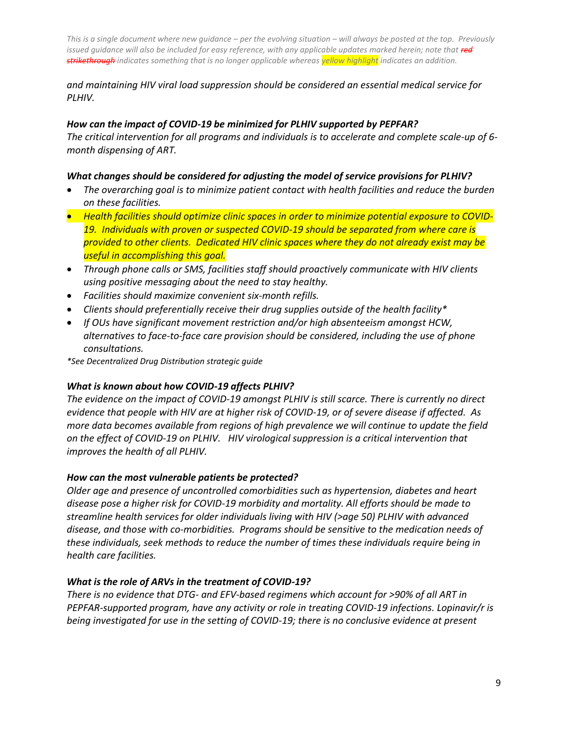*This is a single document where new guidance – per the evolving situation – will always be posted at the top. Previously issued guidance will also be included for easy reference, with any applicable updates marked herein; note that ~~red strikethrough~~ indicates something that is no longer applicable whereas yellow highlight indicates an addition.*

*and maintaining HIV viral load suppression should be considered an essential medical service for PLHIV.*

***How can the impact of COVID-19 be minimized for PLHIV supported by PEPFAR?***

*The critical intervention for all programs and individuals is to accelerate and complete scale-up of 6-month dispensing of ART.*

***What changes should be considered for adjusting the model of service provisions for PLHIV?***

- *The overarching goal is to minimize patient contact with health facilities and reduce the burden on these facilities.*
- *Health facilities should optimize clinic spaces in order to minimize potential exposure to COVID-19. Individuals with proven or suspected COVID-19 should be separated from where care is provided to other clients. Dedicated HIV clinic spaces where they do not already exist may be useful in accomplishing this goal.*
- *Through phone calls or SMS, facilities staff should proactively communicate with HIV clients using positive messaging about the need to stay healthy.*
- *Facilities should maximize convenient six-month refills.*
- *Clients should preferentially receive their drug supplies outside of the health facility\**
- *If OUs have significant movement restriction and/or high absenteeism amongst HCW, alternatives to face-to-face care provision should be considered, including the use of phone consultations.*

*\*See Decentralized Drug Distribution strategic guide*

***What is known about how COVID-19 affects PLHIV?***

*The evidence on the impact of COVID-19 amongst PLHIV is still scarce. There is currently no direct evidence that people with HIV are at higher risk of COVID-19, or of severe disease if affected. As more data becomes available from regions of high prevalence we will continue to update the field on the effect of COVID-19 on PLHIV. HIV virological suppression is a critical intervention that improves the health of all PLHIV.*

***How can the most vulnerable patients be protected?***

*Older age and presence of uncontrolled comorbidities such as hypertension, diabetes and heart disease pose a higher risk for COVID-19 morbidity and mortality. All efforts should be made to streamline health services for older individuals living with HIV (>age 50) PLHIV with advanced disease, and those with co-morbidities. Programs should be sensitive to the medication needs of these individuals, seek methods to reduce the number of times these individuals require being in health care facilities.*

***What is the role of ARVs in the treatment of COVID-19?***

*There is no evidence that DTG- and EFV-based regimens which account for >90% of all ART in PEPFAR-supported program, have any activity or role in treating COVID-19 infections. Lopinavir/r is being investigated for use in the setting of COVID-19; there is no conclusive evidence at present*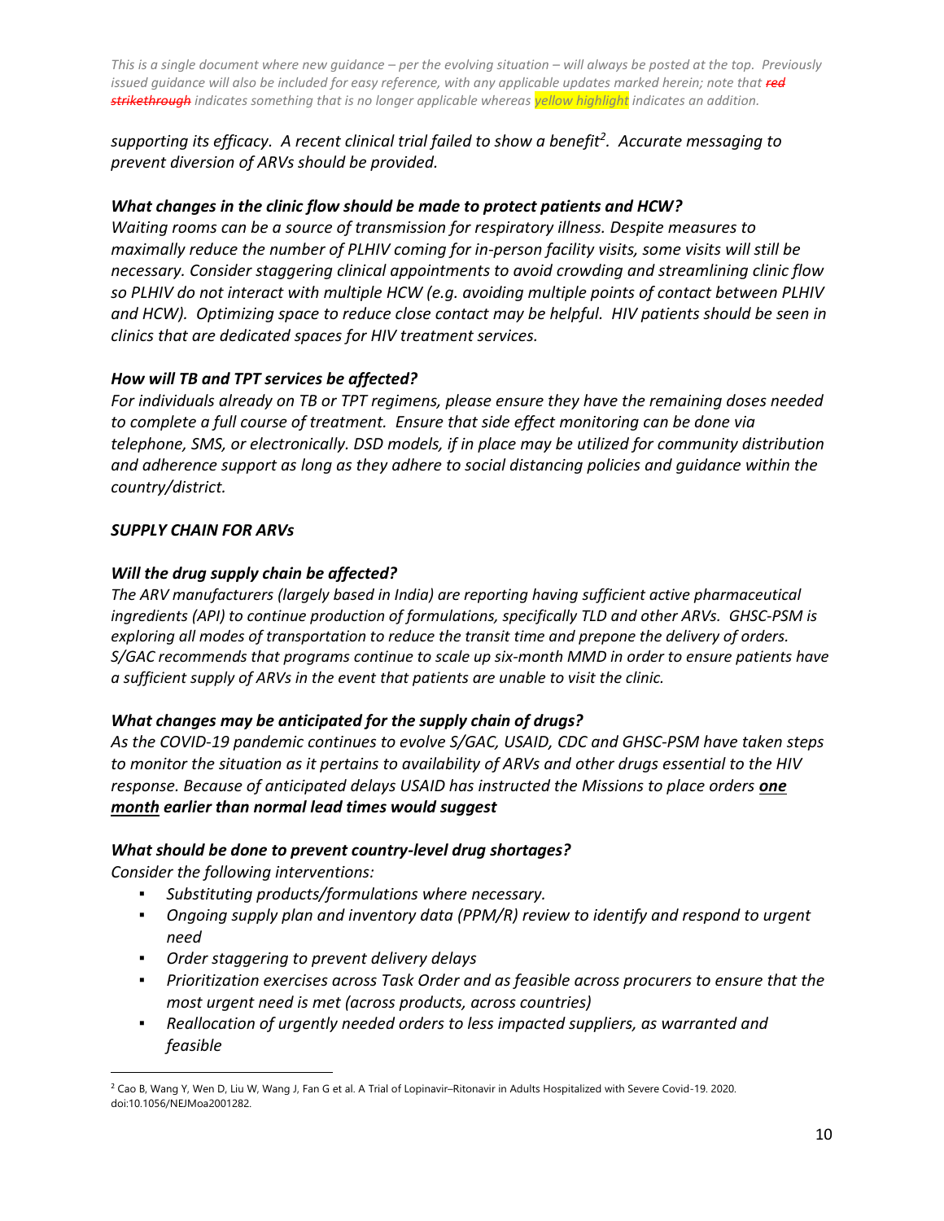*supporting its efficacy. A recent clinical trial failed to show a benefit[2]. Accurate messaging to prevent diversion of ARVs should be provided.*

***What changes in the clinic flow should be made to protect patients and HCW?***

*Waiting rooms can be a source of transmission for respiratory illness. Despite measures to maximally reduce the number of PLHIV coming for in-person facility visits, some visits will still be necessary. Consider staggering clinical appointments to avoid crowding and streamlining clinic flow so PLHIV do not interact with multiple HCW (e.g. avoiding multiple points of contact between PLHIV and HCW). Optimizing space to reduce close contact may be helpful. HIV patients should be seen in clinics that are dedicated spaces for HIV treatment services.*

***How will TB and TPT services be affected?***

*For individuals already on TB or TPT regimens, please ensure they have the remaining doses needed to complete a full course of treatment. Ensure that side effect monitoring can be done via telephone, SMS, or electronically. DSD models, if in place may be utilized for community distribution and adherence support as long as they adhere to social distancing policies and guidance within the country/district.*

***SUPPLY CHAIN FOR ARVs***

***Will the drug supply chain be affected?***

*The ARV manufacturers (largely based in India) are reporting having sufficient active pharmaceutical ingredients (API) to continue production of formulations, specifically TLD and other ARVs. GHSC-PSM is exploring all modes of transportation to reduce the transit time and prepone the delivery of orders. S/GAC recommends that programs continue to scale up six-month MMD in order to ensure patients have a sufficient supply of ARVs in the event that patients are unable to visit the clinic.*

***What changes may be anticipated for the supply chain of drugs?***

*As the COVID-19 pandemic continues to evolve S/GAC, USAID, CDC and GHSC-PSM have taken steps to monitor the situation as it pertains to availability of ARVs and other drugs essential to the HIV response. Because of anticipated delays USAID has instructed the Missions to place orders **one month** earlier than normal lead times would suggest*

***What should be done to prevent country-level drug shortages?***

*Consider the following interventions:*

- *Substituting products/formulations where necessary.*
- *Ongoing supply plan and inventory data (PPM/R) review to identify and respond to urgent need*
- *Order staggering to prevent delivery delays*
- *Prioritization exercises across Task Order and as feasible across procurers to ensure that the most urgent need is met (across products, across countries)*
- *Reallocation of urgently needed orders to less impacted suppliers, as warranted and feasible*

[2] Cao B, Wang Y, Wen D, Liu W, Wang J, Fan G et al. A Trial of Lopinavir–Ritonavir in Adults Hospitalized with Severe Covid-19. 2020. doi:10.1056/NEJMoa2001282.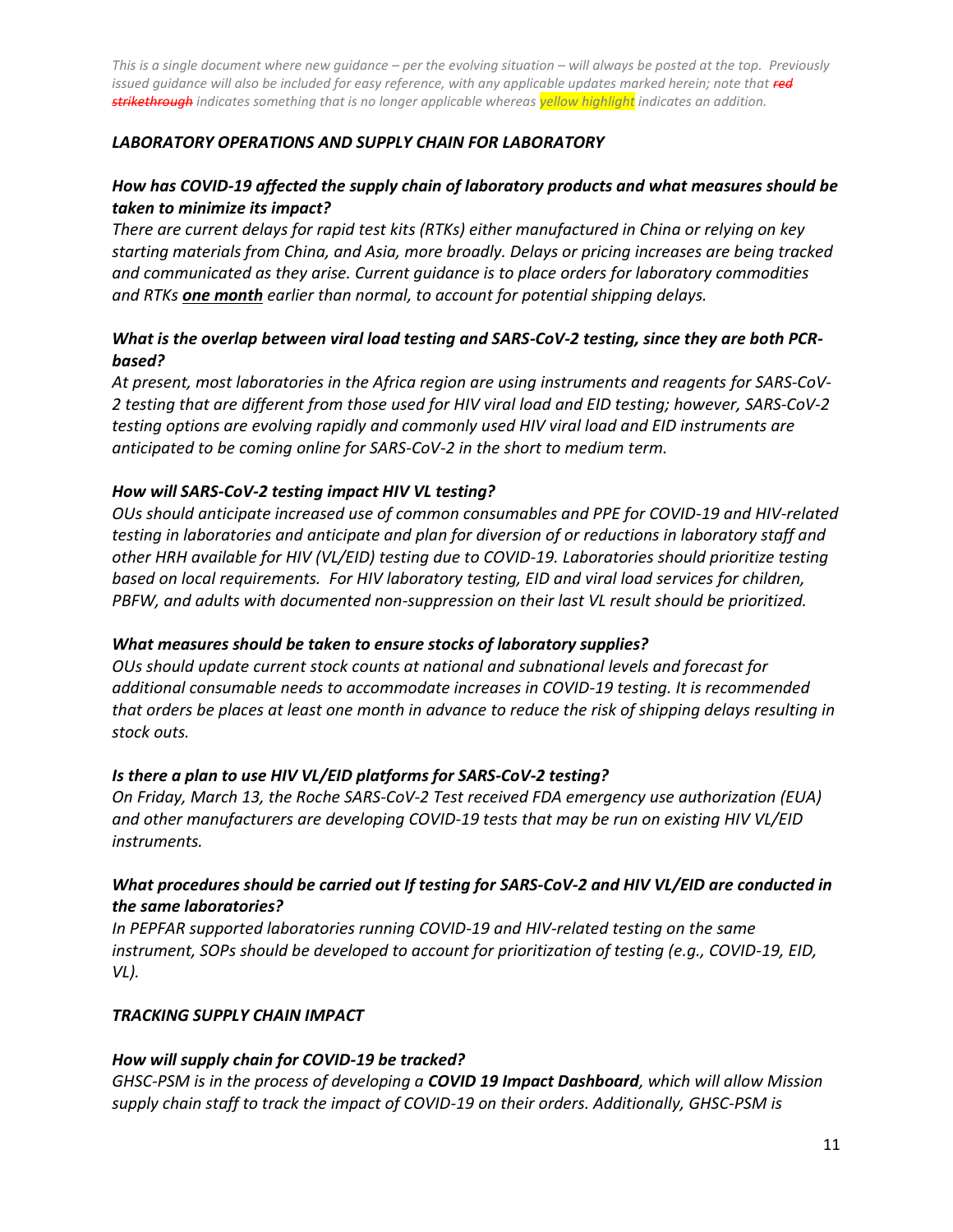*This is a single document where new guidance – per the evolving situation – will always be posted at the top. Previously issued guidance will also be included for easy reference, with any applicable updates marked herein; note that ~~red strikethrough~~ indicates something that is no longer applicable whereas yellow highlight indicates an addition.*

### *LABORATORY OPERATIONS AND SUPPLY CHAIN FOR LABORATORY*

***How has COVID-19 affected the supply chain of laboratory products and what measures should be taken to minimize its impact?***

*There are current delays for rapid test kits (RTKs) either manufactured in China or relying on key starting materials from China, and Asia, more broadly. Delays or pricing increases are being tracked and communicated as they arise. Current guidance is to place orders for laboratory commodities and RTKs **one month** earlier than normal, to account for potential shipping delays.*

***What is the overlap between viral load testing and SARS-CoV-2 testing, since they are both PCR-based?***

*At present, most laboratories in the Africa region are using instruments and reagents for SARS-CoV-2 testing that are different from those used for HIV viral load and EID testing; however, SARS-CoV-2 testing options are evolving rapidly and commonly used HIV viral load and EID instruments are anticipated to be coming online for SARS-CoV-2 in the short to medium term.*

***How will SARS-CoV-2 testing impact HIV VL testing?***

*OUs should anticipate increased use of common consumables and PPE for COVID-19 and HIV-related testing in laboratories and anticipate and plan for diversion of or reductions in laboratory staff and other HRH available for HIV (VL/EID) testing due to COVID-19. Laboratories should prioritize testing based on local requirements. For HIV laboratory testing, EID and viral load services for children, PBFW, and adults with documented non-suppression on their last VL result should be prioritized.*

***What measures should be taken to ensure stocks of laboratory supplies?***

*OUs should update current stock counts at national and subnational levels and forecast for additional consumable needs to accommodate increases in COVID-19 testing. It is recommended that orders be places at least one month in advance to reduce the risk of shipping delays resulting in stock outs.*

***Is there a plan to use HIV VL/EID platforms for SARS-CoV-2 testing?***

*On Friday, March 13, the Roche SARS-CoV-2 Test received FDA emergency use authorization (EUA) and other manufacturers are developing COVID-19 tests that may be run on existing HIV VL/EID instruments.*

***What procedures should be carried out If testing for SARS-CoV-2 and HIV VL/EID are conducted in the same laboratories?***

*In PEPFAR supported laboratories running COVID-19 and HIV-related testing on the same instrument, SOPs should be developed to account for prioritization of testing (e.g., COVID-19, EID, VL).*

### *TRACKING SUPPLY CHAIN IMPACT*

***How will supply chain for COVID-19 be tracked?***

*GHSC-PSM is in the process of developing a **COVID 19 Impact Dashboard**, which will allow Mission supply chain staff to track the impact of COVID-19 on their orders. Additionally, GHSC-PSM is*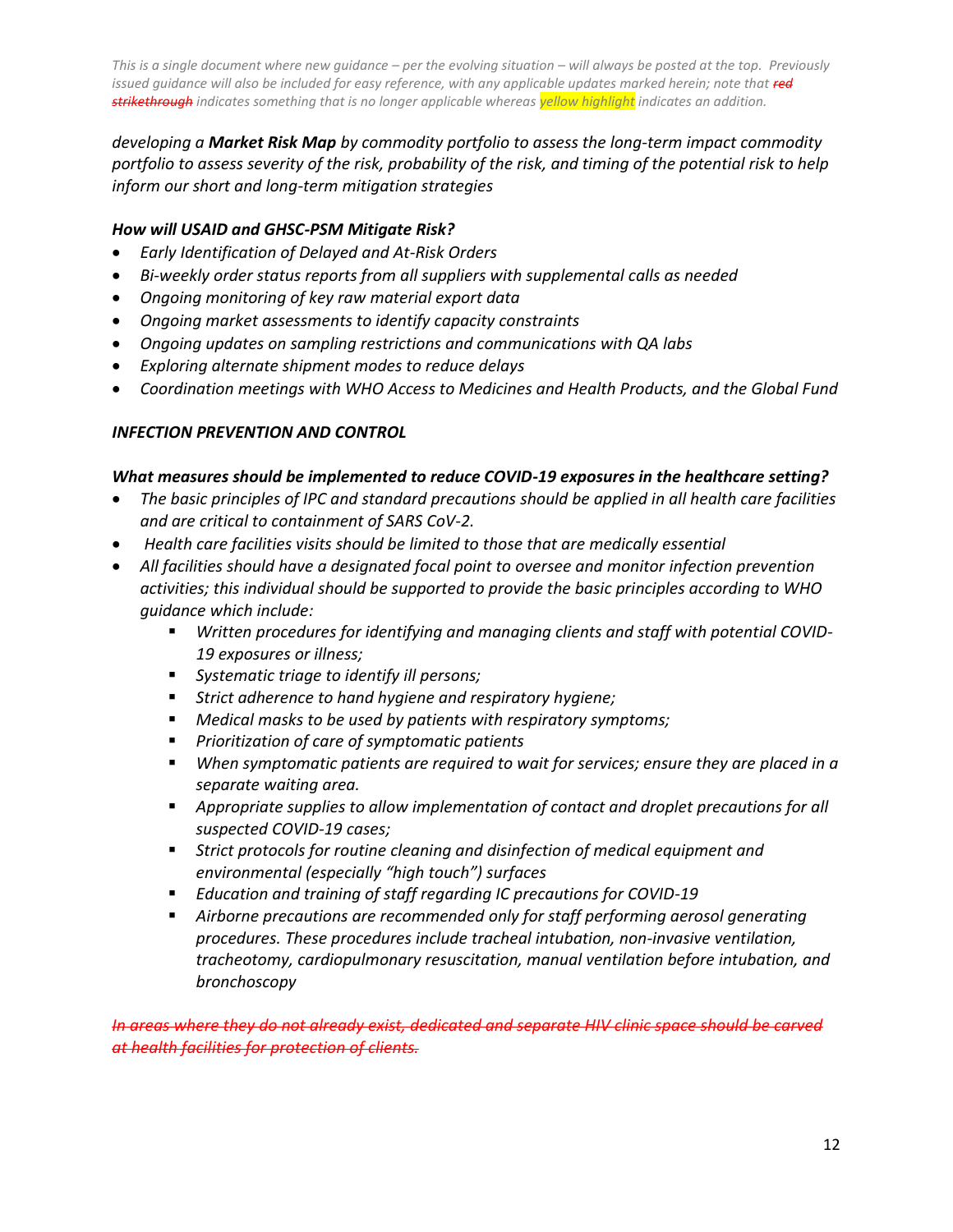*developing a **Market Risk Map** by commodity portfolio to assess the long-term impact commodity portfolio to assess severity of the risk, probability of the risk, and timing of the potential risk to help inform our short and long-term mitigation strategies*

***How will USAID and GHSC-PSM Mitigate Risk?***

- *Early Identification of Delayed and At-Risk Orders*
- *Bi-weekly order status reports from all suppliers with supplemental calls as needed*
- *Ongoing monitoring of key raw material export data*
- *Ongoing market assessments to identify capacity constraints*
- *Ongoing updates on sampling restrictions and communications with QA labs*
- *Exploring alternate shipment modes to reduce delays*
- *Coordination meetings with WHO Access to Medicines and Health Products, and the Global Fund*

***INFECTION PREVENTION AND CONTROL***

***What measures should be implemented to reduce COVID-19 exposures in the healthcare setting?***

- *The basic principles of IPC and standard precautions should be applied in all health care facilities and are critical to containment of SARS CoV-2.*
- *Health care facilities visits should be limited to those that are medically essential*
- *All facilities should have a designated focal point to oversee and monitor infection prevention activities; this individual should be supported to provide the basic principles according to WHO guidance which include:*
  - *Written procedures for identifying and managing clients and staff with potential COVID-19 exposures or illness;*
  - *Systematic triage to identify ill persons;*
  - *Strict adherence to hand hygiene and respiratory hygiene;*
  - *Medical masks to be used by patients with respiratory symptoms;*
  - *Prioritization of care of symptomatic patients*
  - *When symptomatic patients are required to wait for services; ensure they are placed in a separate waiting area.*
  - *Appropriate supplies to allow implementation of contact and droplet precautions for all suspected COVID-19 cases;*
  - *Strict protocols for routine cleaning and disinfection of medical equipment and environmental (especially "high touch") surfaces*
  - *Education and training of staff regarding IC precautions for COVID-19*
  - *Airborne precautions are recommended only for staff performing aerosol generating procedures. These procedures include tracheal intubation, non-invasive ventilation, tracheotomy, cardiopulmonary resuscitation, manual ventilation before intubation, and bronchoscopy*

~~*In areas where they do not already exist, dedicated and separate HIV clinic space should be carved at health facilities for protection of clients.*~~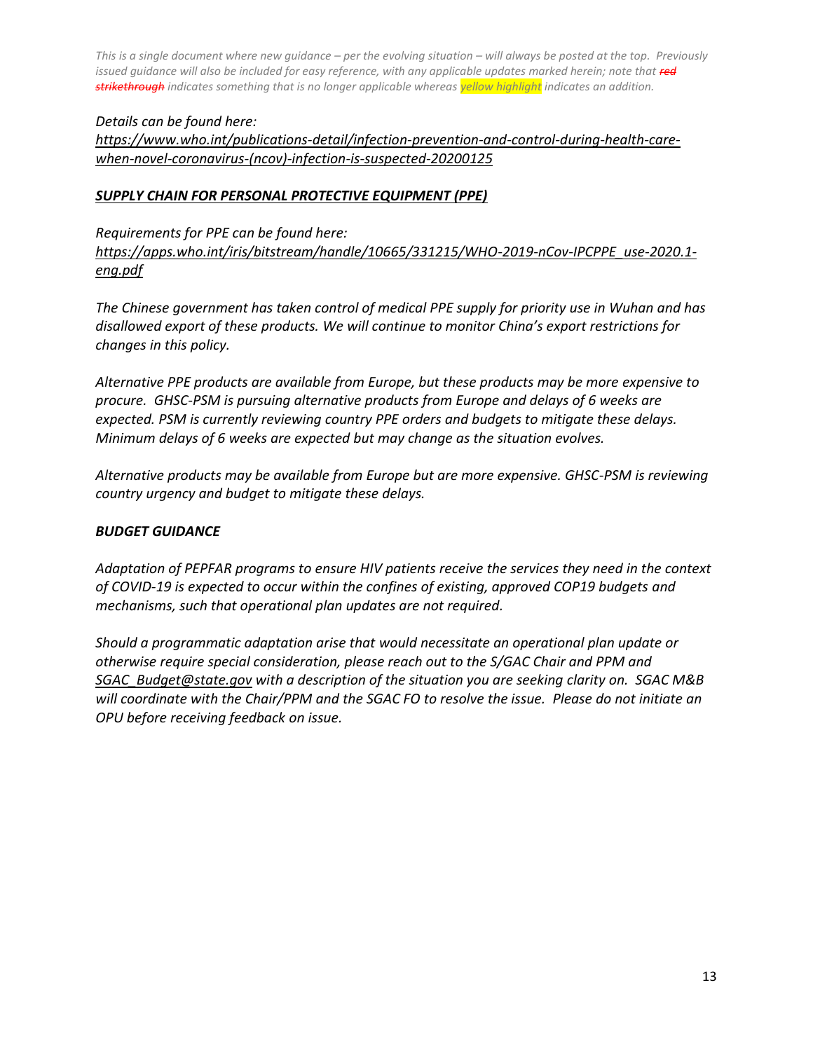*This is a single document where new guidance – per the evolving situation – will always be posted at the top. Previously issued guidance will also be included for easy reference, with any applicable updates marked herein; note that ~~red strikethrough~~ indicates something that is no longer applicable whereas yellow highlight indicates an addition.*

*Details can be found here:*
*https://www.who.int/publications-detail/infection-prevention-and-control-during-health-care-when-novel-coronavirus-(ncov)-infection-is-suspected-20200125*

***SUPPLY CHAIN FOR PERSONAL PROTECTIVE EQUIPMENT (PPE)***

*Requirements for PPE can be found here:*
*https://apps.who.int/iris/bitstream/handle/10665/331215/WHO-2019-nCov-IPCPPE_use-2020.1-eng.pdf*

*The Chinese government has taken control of medical PPE supply for priority use in Wuhan and has disallowed export of these products. We will continue to monitor China's export restrictions for changes in this policy.*

*Alternative PPE products are available from Europe, but these products may be more expensive to procure. GHSC-PSM is pursuing alternative products from Europe and delays of 6 weeks are expected. PSM is currently reviewing country PPE orders and budgets to mitigate these delays. Minimum delays of 6 weeks are expected but may change as the situation evolves.*

*Alternative products may be available from Europe but are more expensive. GHSC-PSM is reviewing country urgency and budget to mitigate these delays.*

***BUDGET GUIDANCE***

*Adaptation of PEPFAR programs to ensure HIV patients receive the services they need in the context of COVID-19 is expected to occur within the confines of existing, approved COP19 budgets and mechanisms, such that operational plan updates are not required.*

*Should a programmatic adaptation arise that would necessitate an operational plan update or otherwise require special consideration, please reach out to the S/GAC Chair and PPM and SGAC_Budget@state.gov with a description of the situation you are seeking clarity on. SGAC M&B will coordinate with the Chair/PPM and the SGAC FO to resolve the issue. Please do not initiate an OPU before receiving feedback on issue.*